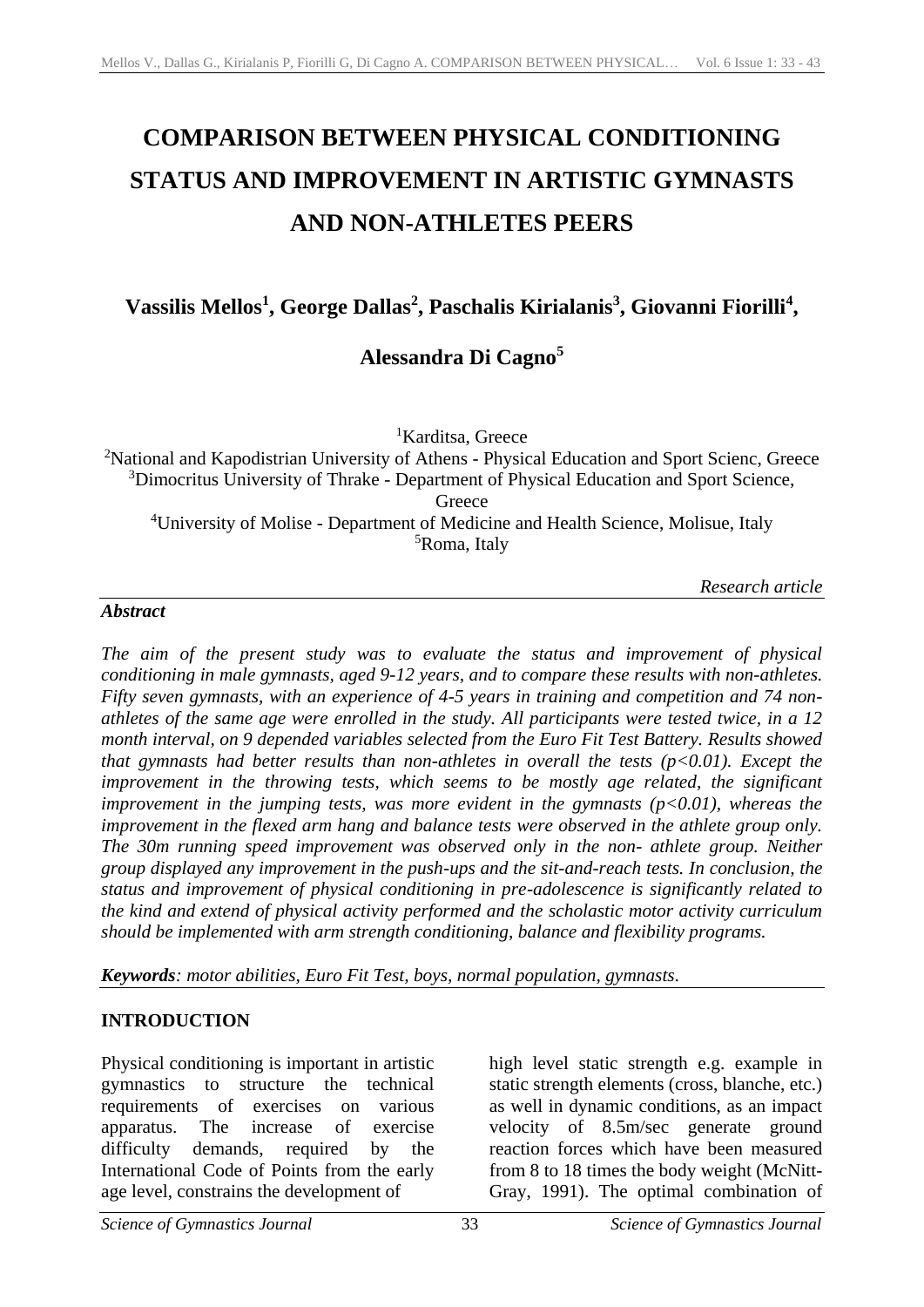# COMPARISON BETWEEN PHYSICAL CONDITIONING STATUS AND IMPROVEMENT IN ARTISTIC GYMNASTS AND NON-ATHLETES PEERS

**Vassilis Mellos[1], George Dallas[2], Paschalis Kirialanis[3], Giovanni Fiorilli[4], Alessandra Di Cagno[5]**

[1]Karditsa, Greece
[2]National and Kapodistrian University of Athens - Physical Education and Sport Scienc, Greece
[3]Dimocritus University of Thrake - Department of Physical Education and Sport Science, Greece
[4]University of Molise - Department of Medicine and Health Science, Molisue, Italy
[5]Roma, Italy

*Research article*

***Abstract***

*The aim of the present study was to evaluate the status and improvement of physical conditioning in male gymnasts, aged 9-12 years, and to compare these results with non-athletes. Fifty seven gymnasts, with an experience of 4-5 years in training and competition and 74 non-athletes of the same age were enrolled in the study. All participants were tested twice, in a 12 month interval, on 9 depended variables selected from the Euro Fit Test Battery. Results showed that gymnasts had better results than non-athletes in overall the tests ($p<0.01$). Except the improvement in the throwing tests, which seems to be mostly age related, the significant improvement in the jumping tests, was more evident in the gymnasts ($p<0.01$), whereas the improvement in the flexed arm hang and balance tests were observed in the athlete group only. The 30m running speed improvement was observed only in the non- athlete group. Neither group displayed any improvement in the push-ups and the sit-and-reach tests. In conclusion, the status and improvement of physical conditioning in pre-adolescence is significantly related to the kind and extend of physical activity performed and the scholastic motor activity curriculum should be implemented with arm strength conditioning, balance and flexibility programs.*

***Keywords****: motor abilities, Euro Fit Test, boys, normal population, gymnasts.*

## INTRODUCTION

Physical conditioning is important in artistic gymnastics to structure the technical requirements of exercises on various apparatus. The increase of exercise difficulty demands, required by the International Code of Points from the early age level, constrains the development of high level static strength e.g. example in static strength elements (cross, blanche, etc.) as well in dynamic conditions, as an impact velocity of 8.5m/sec generate ground reaction forces which have been measured from 8 to 18 times the body weight (McNitt-Gray, 1991). The optimal combination of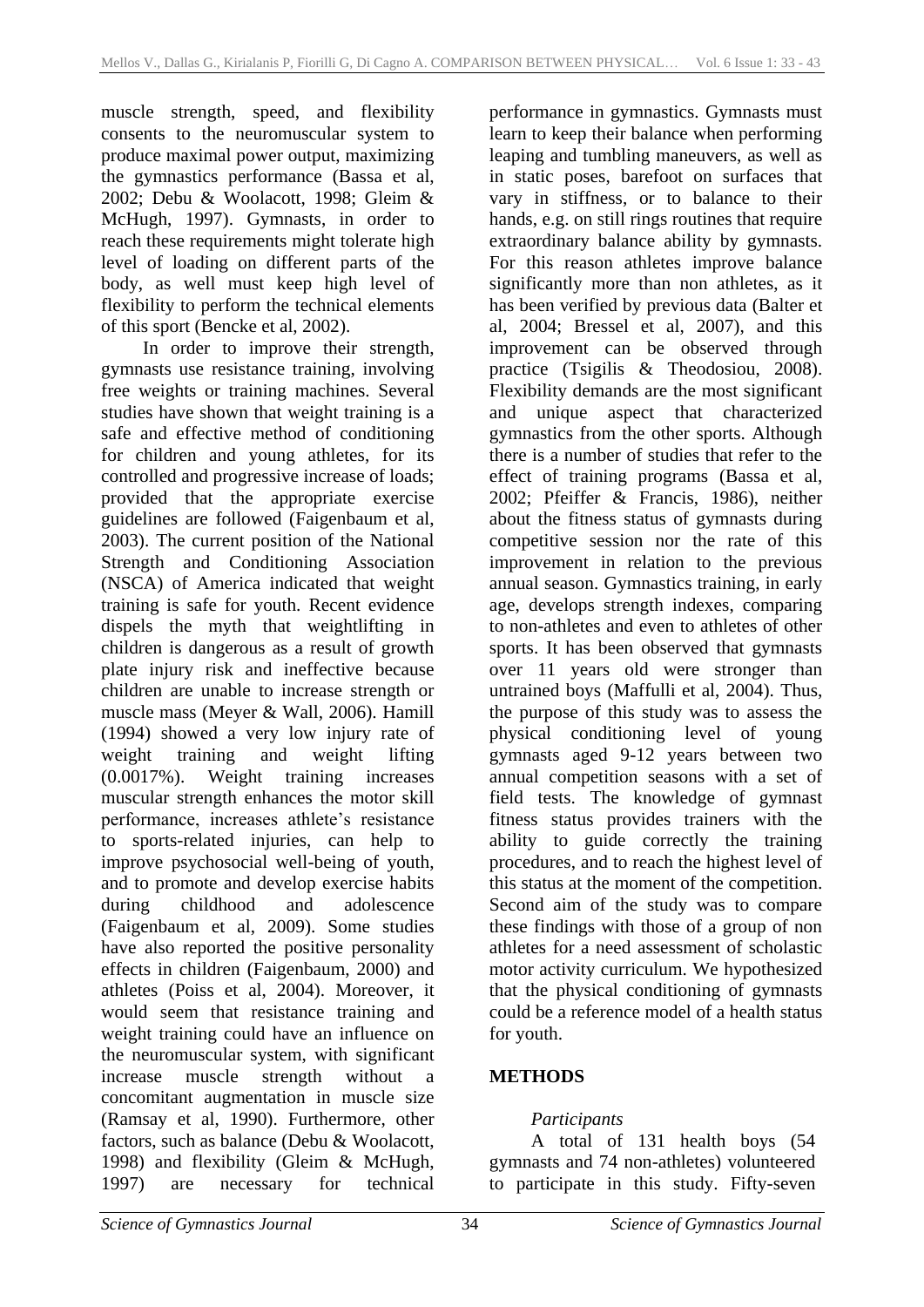muscle strength, speed, and flexibility consents to the neuromuscular system to produce maximal power output, maximizing the gymnastics performance (Bassa et al, 2002; Debu & Woolacott, 1998; Gleim & McHugh, 1997). Gymnasts, in order to reach these requirements might tolerate high level of loading on different parts of the body, as well must keep high level of flexibility to perform the technical elements of this sport (Bencke et al, 2002).

In order to improve their strength, gymnasts use resistance training, involving free weights or training machines. Several studies have shown that weight training is a safe and effective method of conditioning for children and young athletes, for its controlled and progressive increase of loads; provided that the appropriate exercise guidelines are followed (Faigenbaum et al, 2003). The current position of the National Strength and Conditioning Association (NSCA) of America indicated that weight training is safe for youth. Recent evidence dispels the myth that weightlifting in children is dangerous as a result of growth plate injury risk and ineffective because children are unable to increase strength or muscle mass (Meyer & Wall, 2006). Hamill (1994) showed a very low injury rate of weight training and weight lifting (0.0017%). Weight training increases muscular strength enhances the motor skill performance, increases athlete's resistance to sports-related injuries, can help to improve psychosocial well-being of youth, and to promote and develop exercise habits during childhood and adolescence (Faigenbaum et al, 2009). Some studies have also reported the positive personality effects in children (Faigenbaum, 2000) and athletes (Poiss et al, 2004). Moreover, it would seem that resistance training and weight training could have an influence on the neuromuscular system, with significant increase muscle strength without a concomitant augmentation in muscle size (Ramsay et al, 1990). Furthermore, other factors, such as balance (Debu & Woolacott, 1998) and flexibility (Gleim & McHugh, 1997) are necessary for technical performance in gymnastics. Gymnasts must learn to keep their balance when performing leaping and tumbling maneuvers, as well as in static poses, barefoot on surfaces that vary in stiffness, or to balance to their hands, e.g. on still rings routines that require extraordinary balance ability by gymnasts. For this reason athletes improve balance significantly more than non athletes, as it has been verified by previous data (Balter et al, 2004; Bressel et al, 2007), and this improvement can be observed through practice (Tsigilis & Theodosiou, 2008). Flexibility demands are the most significant and unique aspect that characterized gymnastics from the other sports. Although there is a number of studies that refer to the effect of training programs (Bassa et al, 2002; Pfeiffer & Francis, 1986), neither about the fitness status of gymnasts during competitive session nor the rate of this improvement in relation to the previous annual season. Gymnastics training, in early age, develops strength indexes, comparing to non-athletes and even to athletes of other sports. It has been observed that gymnasts over 11 years old were stronger than untrained boys (Maffulli et al, 2004). Thus, the purpose of this study was to assess the physical conditioning level of young gymnasts aged 9-12 years between two annual competition seasons with a set of field tests. The knowledge of gymnast fitness status provides trainers with the ability to guide correctly the training procedures, and to reach the highest level of this status at the moment of the competition. Second aim of the study was to compare these findings with those of a group of non athletes for a need assessment of scholastic motor activity curriculum. We hypothesized that the physical conditioning of gymnasts could be a reference model of a health status for youth.

## METHODS

*Participants*

A total of 131 health boys (54 gymnasts and 74 non-athletes) volunteered to participate in this study. Fifty-seven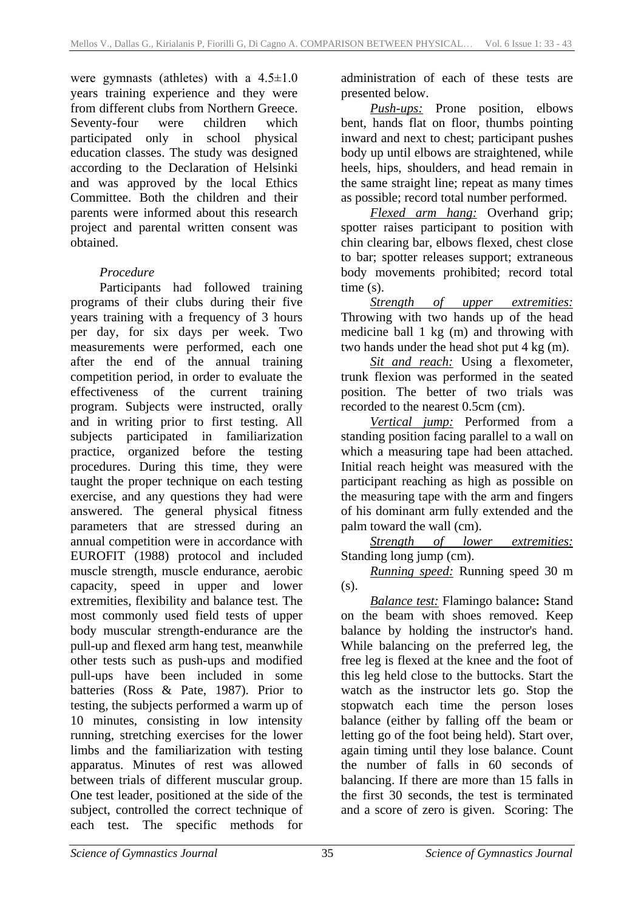were gymnasts (athletes) with a 4.5±1.0 years training experience and they were from different clubs from Northern Greece. Seventy-four were children which participated only in school physical education classes. The study was designed according to the Declaration of Helsinki and was approved by the local Ethics Committee. Both the children and their parents were informed about this research project and parental written consent was obtained.

*Procedure*

Participants had followed training programs of their clubs during their five years training with a frequency of 3 hours per day, for six days per week. Two measurements were performed, each one after the end of the annual training competition period, in order to evaluate the effectiveness of the current training program. Subjects were instructed, orally and in writing prior to first testing. All subjects participated in familiarization practice, organized before the testing procedures. During this time, they were taught the proper technique on each testing exercise, and any questions they had were answered. The general physical fitness parameters that are stressed during an annual competition were in accordance with EUROFIT (1988) protocol and included muscle strength, muscle endurance, aerobic capacity, speed in upper and lower extremities, flexibility and balance test. The most commonly used field tests of upper body muscular strength-endurance are the pull-up and flexed arm hang test, meanwhile other tests such as push-ups and modified pull-ups have been included in some batteries (Ross & Pate, 1987). Prior to testing, the subjects performed a warm up of 10 minutes, consisting in low intensity running, stretching exercises for the lower limbs and the familiarization with testing apparatus. Minutes of rest was allowed between trials of different muscular group. One test leader, positioned at the side of the subject, controlled the correct technique of each test. The specific methods for administration of each of these tests are presented below.

*Push-ups:* Prone position, elbows bent, hands flat on floor, thumbs pointing inward and next to chest; participant pushes body up until elbows are straightened, while heels, hips, shoulders, and head remain in the same straight line; repeat as many times as possible; record total number performed.

*Flexed arm hang:* Overhand grip; spotter raises participant to position with chin clearing bar, elbows flexed, chest close to bar; spotter releases support; extraneous body movements prohibited; record total time (s).

*Strength of upper extremities:* Throwing with two hands up of the head medicine ball 1 kg (m) and throwing with two hands under the head shot put 4 kg (m).

*Sit and reach:* Using a flexometer, trunk flexion was performed in the seated position. The better of two trials was recorded to the nearest 0.5cm (cm).

*Vertical jump:* Performed from a standing position facing parallel to a wall on which a measuring tape had been attached. Initial reach height was measured with the participant reaching as high as possible on the measuring tape with the arm and fingers of his dominant arm fully extended and the palm toward the wall (cm).

*Strength of lower extremities:* Standing long jump (cm).

*Running speed:* Running speed 30 m (s).

*Balance test:* Flamingo balance**:** Stand on the beam with shoes removed. Keep balance by holding the instructor's hand. While balancing on the preferred leg, the free leg is flexed at the knee and the foot of this leg held close to the buttocks. Start the watch as the instructor lets go. Stop the stopwatch each time the person loses balance (either by falling off the beam or letting go of the foot being held). Start over, again timing until they lose balance. Count the number of falls in 60 seconds of balancing. If there are more than 15 falls in the first 30 seconds, the test is terminated and a score of zero is given. Scoring: The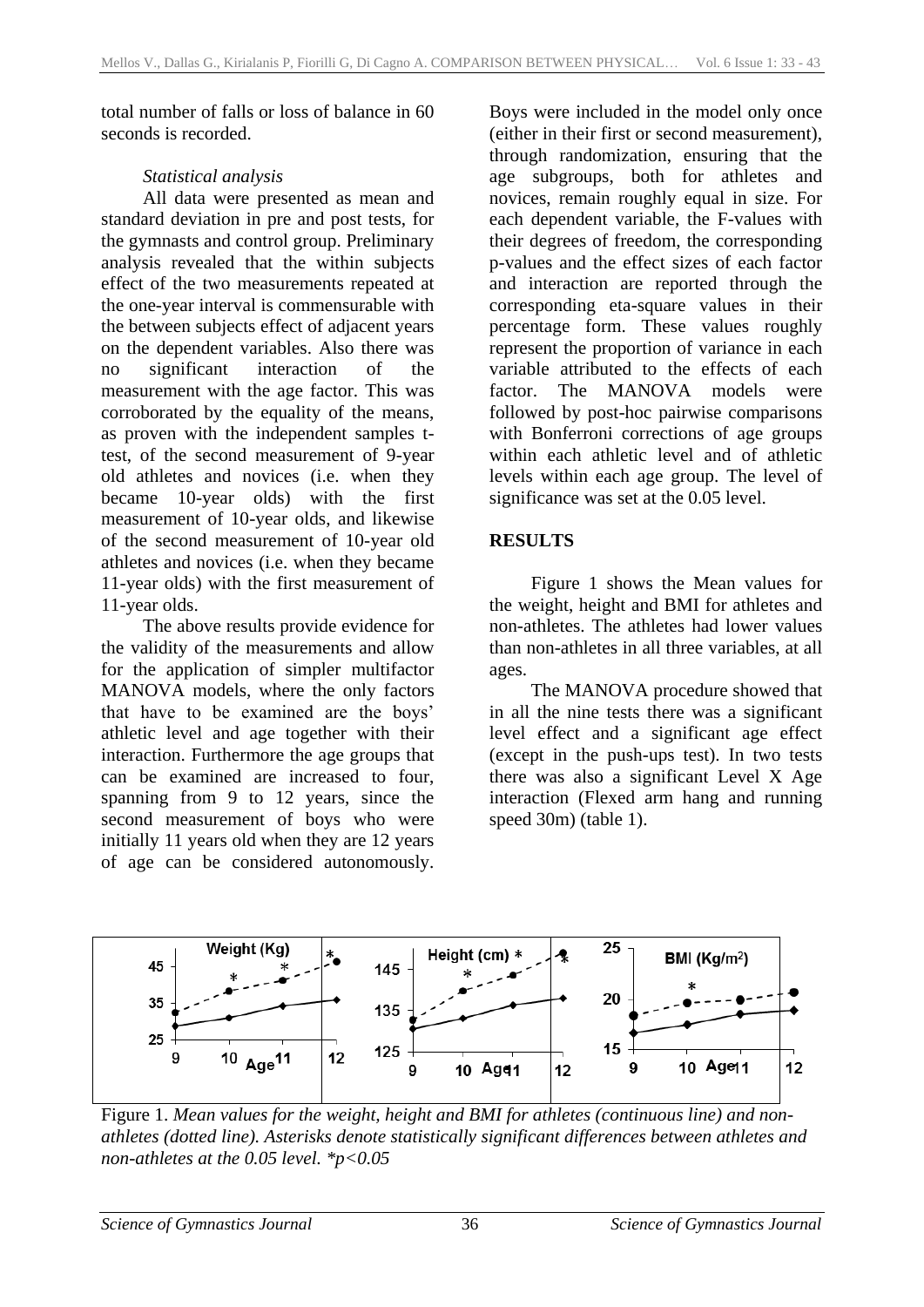total number of falls or loss of balance in 60 seconds is recorded.

*Statistical analysis*

All data were presented as mean and standard deviation in pre and post tests, for the gymnasts and control group. Preliminary analysis revealed that the within subjects effect of the two measurements repeated at the one-year interval is commensurable with the between subjects effect of adjacent years on the dependent variables. Also there was no significant interaction of the measurement with the age factor. This was corroborated by the equality of the means, as proven with the independent samples t-test, of the second measurement of 9-year old athletes and novices (i.e. when they became 10-year olds) with the first measurement of 10-year olds, and likewise of the second measurement of 10-year old athletes and novices (i.e. when they became 11-year olds) with the first measurement of 11-year olds.

The above results provide evidence for the validity of the measurements and allow for the application of simpler multifactor MANOVA models, where the only factors that have to be examined are the boys' athletic level and age together with their interaction. Furthermore the age groups that can be examined are increased to four, spanning from 9 to 12 years, since the second measurement of boys who were initially 11 years old when they are 12 years of age can be considered autonomously. Boys were included in the model only once (either in their first or second measurement), through randomization, ensuring that the age subgroups, both for athletes and novices, remain roughly equal in size. For each dependent variable, the F-values with their degrees of freedom, the corresponding p-values and the effect sizes of each factor and interaction are reported through the corresponding eta-square values in their percentage form. These values roughly represent the proportion of variance in each variable attributed to the effects of each factor. The MANOVA models were followed by post-hoc pairwise comparisons with Bonferroni corrections of age groups within each athletic level and of athletic levels within each age group. The level of significance was set at the 0.05 level.

## RESULTS

Figure 1 shows the Mean values for the weight, height and BMI for athletes and non-athletes. The athletes had lower values than non-athletes in all three variables, at all ages.

The MANOVA procedure showed that in all the nine tests there was a significant level effect and a significant age effect (except in the push-ups test). In two tests there was also a significant Level X Age interaction (Flexed arm hang and running speed 30m) (table 1).

Figure 1. *Mean values for the weight, height and BMI for athletes (continuous line) and non-athletes (dotted line). Asterisks denote statistically significant differences between athletes and non-athletes at the 0.05 level. *p<0.05*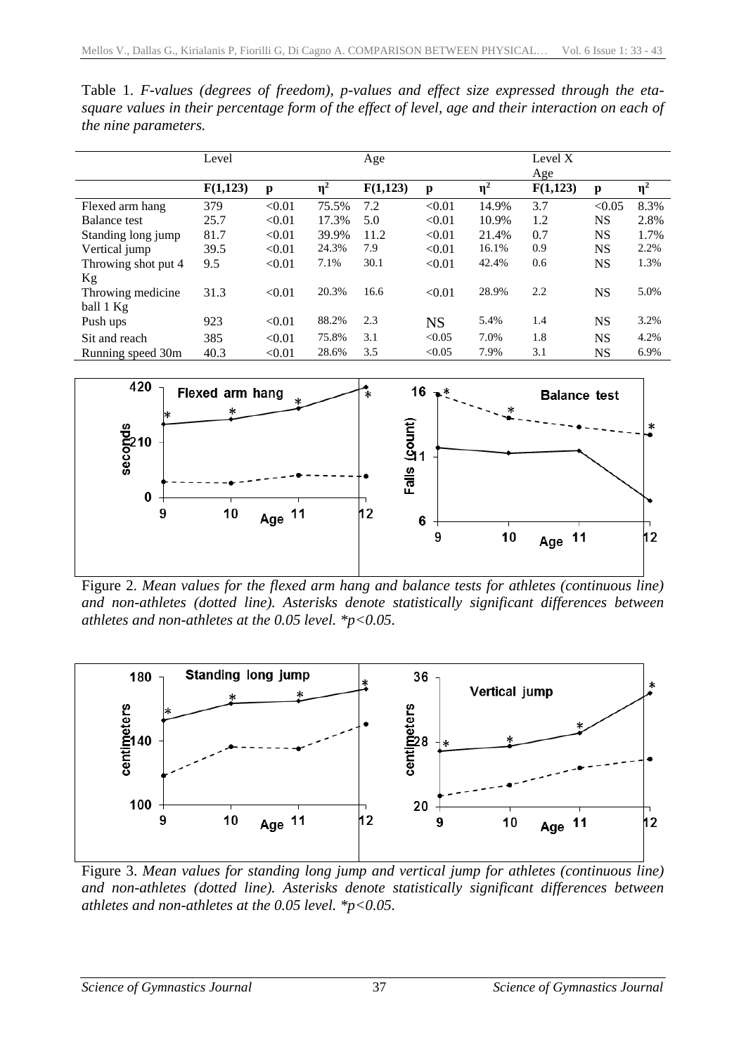Table 1. *F-values (degrees of freedom), p-values and effect size expressed through the eta-square values in their percentage form of the effect of level, age and their interaction on each of the nine parameters.*

| | Level | | | Age | | | Level X Age | | |
|---|---|---|---|---|---|---|---|---|---|
| | **F(1,123)** | **p** | **$\eta^2$** | **F(1,123)** | **p** | **$\eta^2$** | **F(1,123)** | **p** | **$\eta^2$** |
| Flexed arm hang | 379 | <0.01 | 75.5% | 7.2 | <0.01 | 14.9% | 3.7 | <0.05 | 8.3% |
| Balance test | 25.7 | <0.01 | 17.3% | 5.0 | <0.01 | 10.9% | 1.2 | NS | 2.8% |
| Standing long jump | 81.7 | <0.01 | 39.9% | 11.2 | <0.01 | 21.4% | 0.7 | NS | 1.7% |
| Vertical jump | 39.5 | <0.01 | 24.3% | 7.9 | <0.01 | 16.1% | 0.9 | NS | 2.2% |
| Throwing shot put 4 Kg | 9.5 | <0.01 | 7.1% | 30.1 | <0.01 | 42.4% | 0.6 | NS | 1.3% |
| Throwing medicine ball 1 Kg | 31.3 | <0.01 | 20.3% | 16.6 | <0.01 | 28.9% | 2.2 | NS | 5.0% |
| Push ups | 923 | <0.01 | 88.2% | 2.3 | NS | 5.4% | 1.4 | NS | 3.2% |
| Sit and reach | 385 | <0.01 | 75.8% | 3.1 | <0.05 | 7.0% | 1.8 | NS | 4.2% |
| Running speed 30m | 40.3 | <0.01 | 28.6% | 3.5 | <0.05 | 7.9% | 3.1 | NS | 6.9% |

Figure 2. *Mean values for the flexed arm hang and balance tests for athletes (continuous line) and non-athletes (dotted line). Asterisks denote statistically significant differences between athletes and non-athletes at the 0.05 level. *p<0.05.*

Figure 3. *Mean values for standing long jump and vertical jump for athletes (continuous line) and non-athletes (dotted line). Asterisks denote statistically significant differences between athletes and non-athletes at the 0.05 level. *p<0.05.*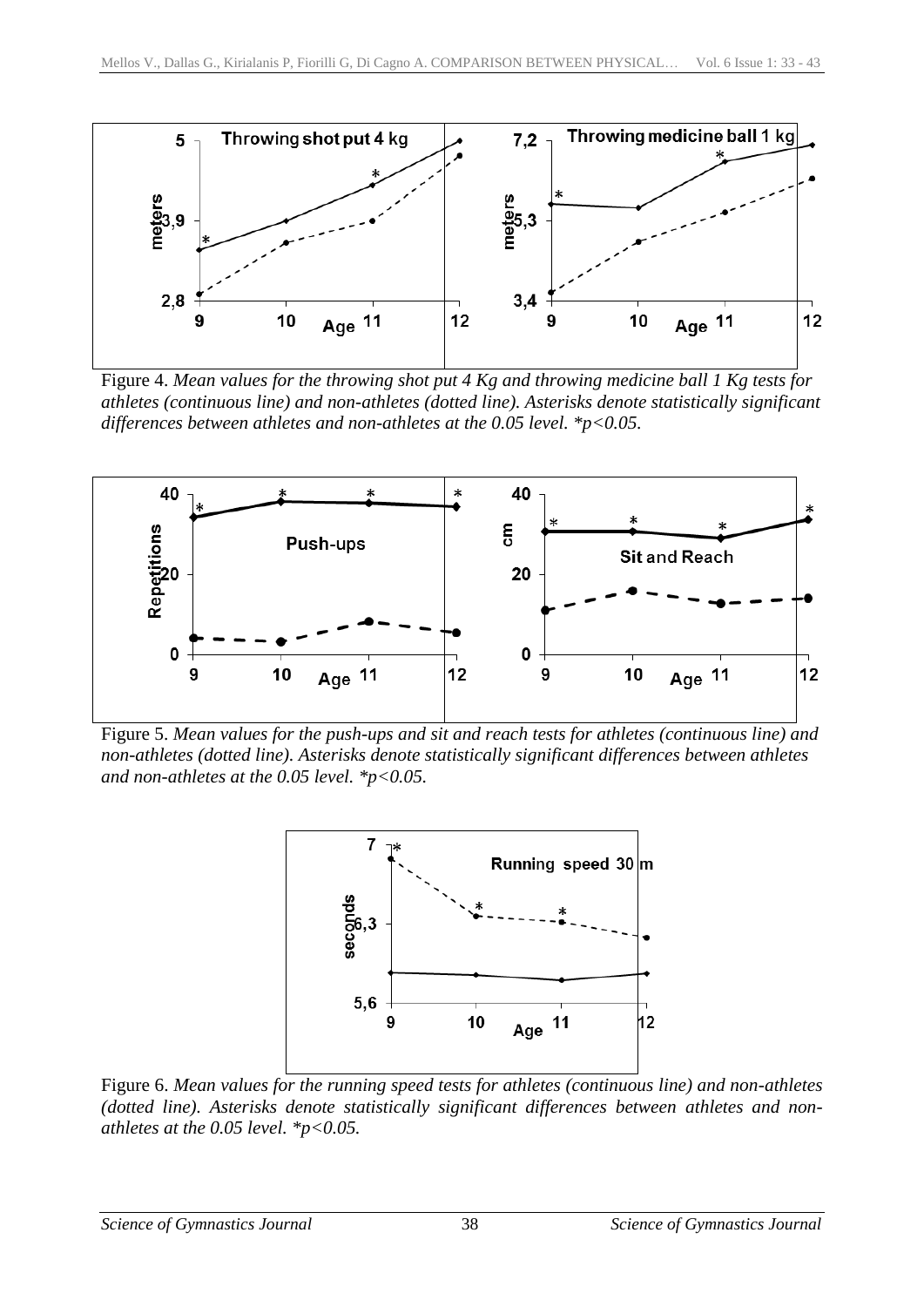Figure 4. *Mean values for the throwing shot put 4 Kg and throwing medicine ball 1 Kg tests for athletes (continuous line) and non-athletes (dotted line). Asterisks denote statistically significant differences between athletes and non-athletes at the 0.05 level. *p<0.05.*

Figure 5. *Mean values for the push-ups and sit and reach tests for athletes (continuous line) and non-athletes (dotted line). Asterisks denote statistically significant differences between athletes and non-athletes at the 0.05 level. *p<0.05.*

Figure 6. *Mean values for the running speed tests for athletes (continuous line) and non-athletes (dotted line). Asterisks denote statistically significant differences between athletes and non-athletes at the 0.05 level. *p<0.05.*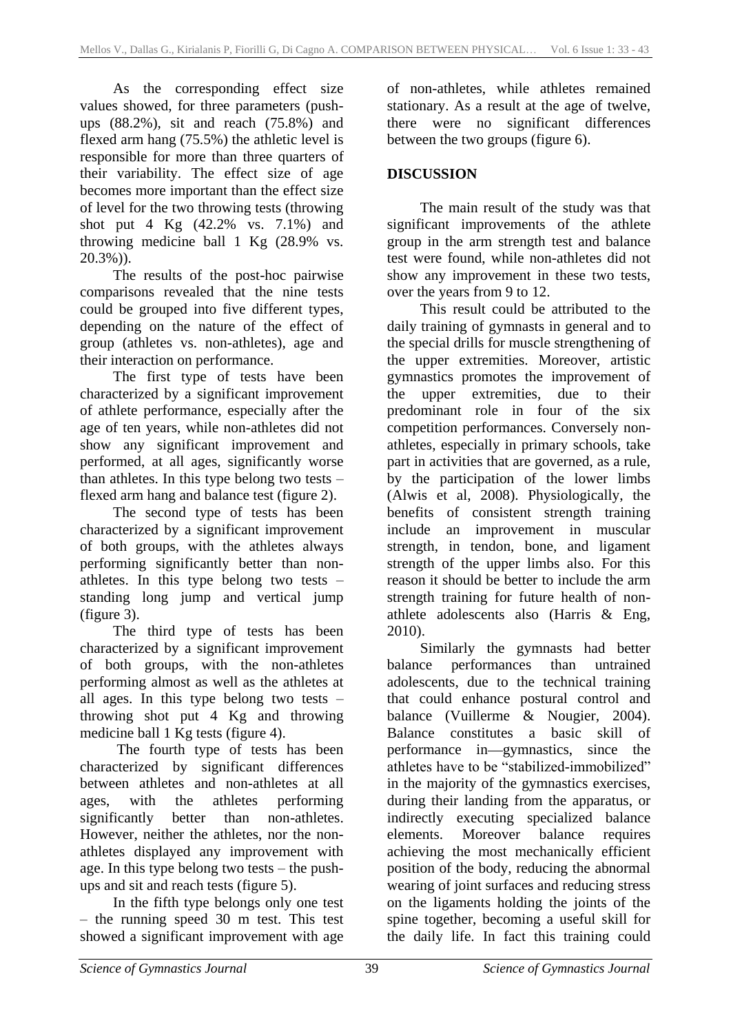As the corresponding effect size values showed, for three parameters (push-ups (88.2%), sit and reach (75.8%) and flexed arm hang (75.5%) the athletic level is responsible for more than three quarters of their variability. The effect size of age becomes more important than the effect size of level for the two throwing tests (throwing shot put 4 Kg (42.2% vs. 7.1%) and throwing medicine ball 1 Kg (28.9% vs. 20.3%)).

The results of the post-hoc pairwise comparisons revealed that the nine tests could be grouped into five different types, depending on the nature of the effect of group (athletes vs. non-athletes), age and their interaction on performance.

The first type of tests have been characterized by a significant improvement of athlete performance, especially after the age of ten years, while non-athletes did not show any significant improvement and performed, at all ages, significantly worse than athletes. In this type belong two tests – flexed arm hang and balance test (figure 2).

The second type of tests has been characterized by a significant improvement of both groups, with the athletes always performing significantly better than non-athletes. In this type belong two tests – standing long jump and vertical jump (figure 3).

The third type of tests has been characterized by a significant improvement of both groups, with the non-athletes performing almost as well as the athletes at all ages. In this type belong two tests – throwing shot put 4 Kg and throwing medicine ball 1 Kg tests (figure 4).

The fourth type of tests has been characterized by significant differences between athletes and non-athletes at all ages, with the athletes performing significantly better than non-athletes. However, neither the athletes, nor the non-athletes displayed any improvement with age. In this type belong two tests – the push-ups and sit and reach tests (figure 5).

In the fifth type belongs only one test – the running speed 30 m test. This test showed a significant improvement with age of non-athletes, while athletes remained stationary. As a result at the age of twelve, there were no significant differences between the two groups (figure 6).

## DISCUSSION

The main result of the study was that significant improvements of the athlete group in the arm strength test and balance test were found, while non-athletes did not show any improvement in these two tests, over the years from 9 to 12.

This result could be attributed to the daily training of gymnasts in general and to the special drills for muscle strengthening of the upper extremities. Moreover, artistic gymnastics promotes the improvement of the upper extremities, due to their predominant role in four of the six competition performances. Conversely non-athletes, especially in primary schools, take part in activities that are governed, as a rule, by the participation of the lower limbs (Alwis et al, 2008). Physiologically, the benefits of consistent strength training include an improvement in muscular strength, in tendon, bone, and ligament strength of the upper limbs also. For this reason it should be better to include the arm strength training for future health of non-athlete adolescents also (Harris & Eng, 2010).

Similarly the gymnasts had better balance performances than untrained adolescents, due to the technical training that could enhance postural control and balance (Vuillerme & Nougier, 2004). Balance constitutes a basic skill of performance in—gymnastics, since the athletes have to be "stabilized-immobilized" in the majority of the gymnastics exercises, during their landing from the apparatus, or indirectly executing specialized balance elements. Moreover balance requires achieving the most mechanically efficient position of the body, reducing the abnormal wearing of joint surfaces and reducing stress on the ligaments holding the joints of the spine together, becoming a useful skill for the daily life. In fact this training could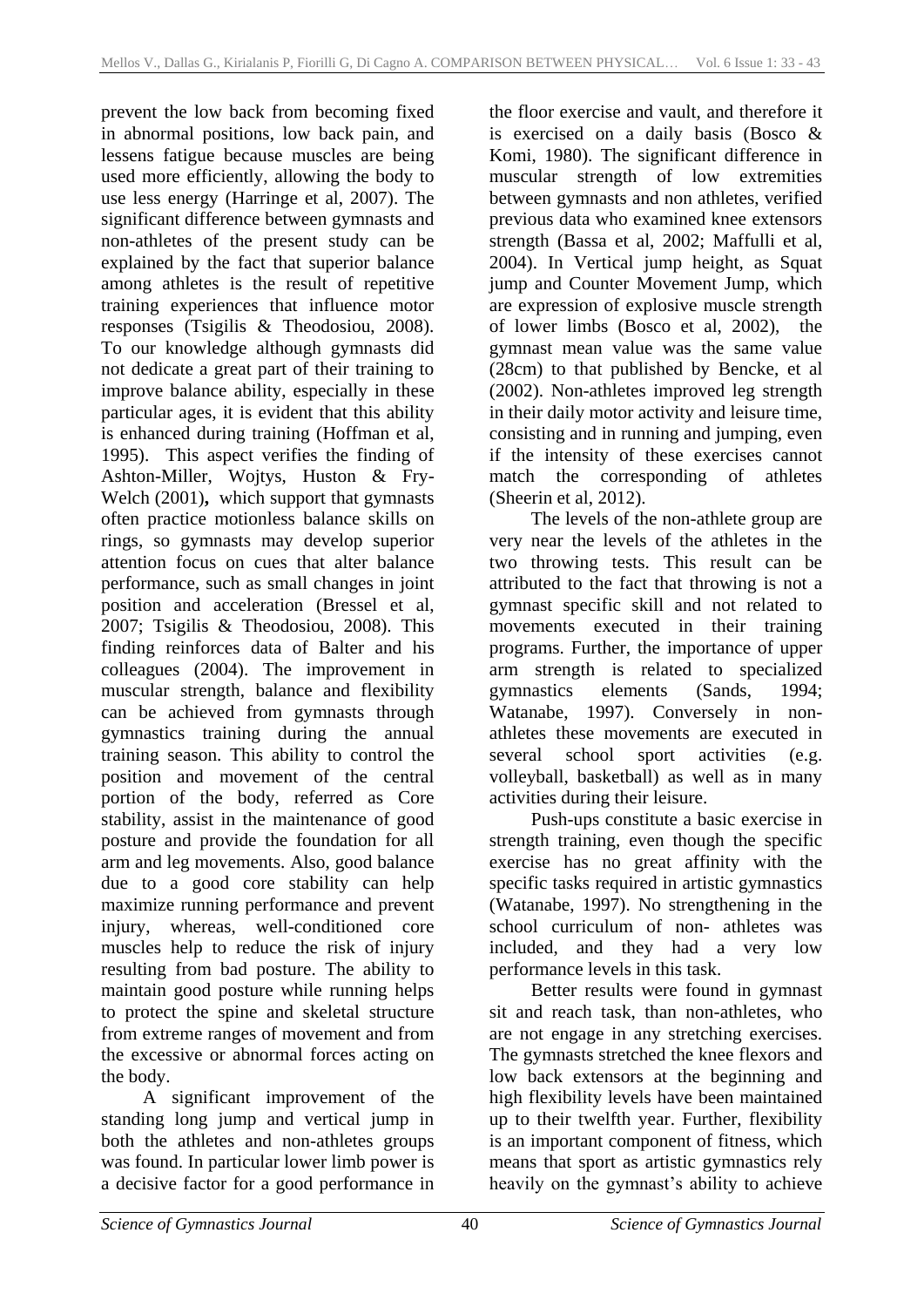prevent the low back from becoming fixed in abnormal positions, low back pain, and lessens fatigue because muscles are being used more efficiently, allowing the body to use less energy (Harringe et al, 2007). The significant difference between gymnasts and non-athletes of the present study can be explained by the fact that superior balance among athletes is the result of repetitive training experiences that influence motor responses (Tsigilis & Theodosiou, 2008). To our knowledge although gymnasts did not dedicate a great part of their training to improve balance ability, especially in these particular ages, it is evident that this ability is enhanced during training (Hoffman et al, 1995). This aspect verifies the finding of Ashton-Miller, Wojtys, Huston & Fry-Welch (2001), which support that gymnasts often practice motionless balance skills on rings, so gymnasts may develop superior attention focus on cues that alter balance performance, such as small changes in joint position and acceleration (Bressel et al, 2007; Tsigilis & Theodosiou, 2008). This finding reinforces data of Balter and his colleagues (2004). The improvement in muscular strength, balance and flexibility can be achieved from gymnasts through gymnastics training during the annual training season. This ability to control the position and movement of the central portion of the body, referred as Core stability, assist in the maintenance of good posture and provide the foundation for all arm and leg movements. Also, good balance due to a good core stability can help maximize running performance and prevent injury, whereas, well-conditioned core muscles help to reduce the risk of injury resulting from bad posture. The ability to maintain good posture while running helps to protect the spine and skeletal structure from extreme ranges of movement and from the excessive or abnormal forces acting on the body.

A significant improvement of the standing long jump and vertical jump in both the athletes and non-athletes groups was found. In particular lower limb power is a decisive factor for a good performance in the floor exercise and vault, and therefore it is exercised on a daily basis (Bosco & Komi, 1980). The significant difference in muscular strength of low extremities between gymnasts and non athletes, verified previous data who examined knee extensors strength (Bassa et al, 2002; Maffulli et al, 2004). In Vertical jump height, as Squat jump and Counter Movement Jump, which are expression of explosive muscle strength of lower limbs (Bosco et al, 2002), the gymnast mean value was the same value (28cm) to that published by Bencke, et al (2002). Non-athletes improved leg strength in their daily motor activity and leisure time, consisting and in running and jumping, even if the intensity of these exercises cannot match the corresponding of athletes (Sheerin et al, 2012).

The levels of the non-athlete group are very near the levels of the athletes in the two throwing tests. This result can be attributed to the fact that throwing is not a gymnast specific skill and not related to movements executed in their training programs. Further, the importance of upper arm strength is related to specialized gymnastics elements (Sands, 1994; Watanabe, 1997). Conversely in non-athletes these movements are executed in several school sport activities (e.g. volleyball, basketball) as well as in many activities during their leisure.

Push-ups constitute a basic exercise in strength training, even though the specific exercise has no great affinity with the specific tasks required in artistic gymnastics (Watanabe, 1997). No strengthening in the school curriculum of non- athletes was included, and they had a very low performance levels in this task.

Better results were found in gymnast sit and reach task, than non-athletes, who are not engage in any stretching exercises. The gymnasts stretched the knee flexors and low back extensors at the beginning and high flexibility levels have been maintained up to their twelfth year. Further, flexibility is an important component of fitness, which means that sport as artistic gymnastics rely heavily on the gymnast's ability to achieve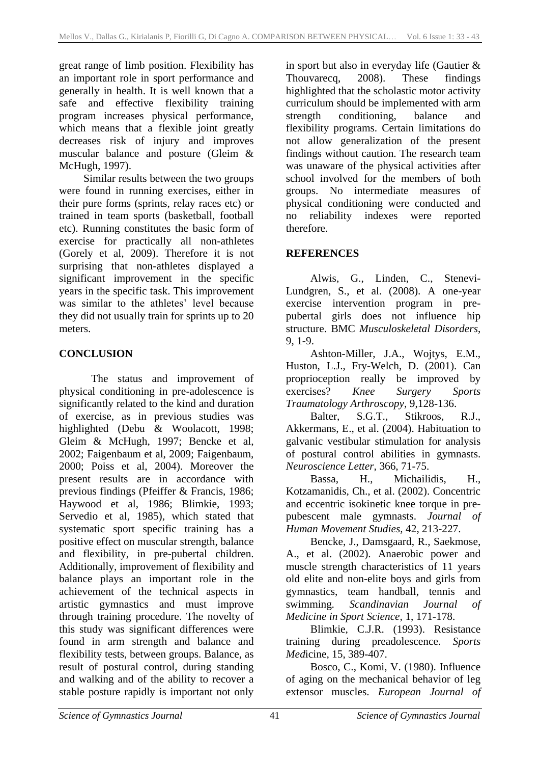great range of limb position. Flexibility has an important role in sport performance and generally in health. It is well known that a safe and effective flexibility training program increases physical performance, which means that a flexible joint greatly decreases risk of injury and improves muscular balance and posture (Gleim & McHugh, 1997).

Similar results between the two groups were found in running exercises, either in their pure forms (sprints, relay races etc) or trained in team sports (basketball, football etc). Running constitutes the basic form of exercise for practically all non-athletes (Gorely et al, 2009). Therefore it is not surprising that non-athletes displayed a significant improvement in the specific years in the specific task. This improvement was similar to the athletes' level because they did not usually train for sprints up to 20 meters.

## CONCLUSION

The status and improvement of physical conditioning in pre-adolescence is significantly related to the kind and duration of exercise, as in previous studies was highlighted (Debu & Woolacott, 1998; Gleim & McHugh, 1997; Bencke et al, 2002; Faigenbaum et al, 2009; Faigenbaum, 2000; Poiss et al, 2004). Moreover the present results are in accordance with previous findings (Pfeiffer & Francis, 1986; Haywood et al, 1986; Blimkie, 1993; Servedio et al, 1985), which stated that systematic sport specific training has a positive effect on muscular strength, balance and flexibility, in pre-pubertal children. Additionally, improvement of flexibility and balance plays an important role in the achievement of the technical aspects in artistic gymnastics and must improve through training procedure. The novelty of this study was significant differences were found in arm strength and balance and flexibility tests, between groups. Balance, as result of postural control, during standing and walking and of the ability to recover a stable posture rapidly is important not only in sport but also in everyday life (Gautier & Thouvarecq, 2008). These findings highlighted that the scholastic motor activity curriculum should be implemented with arm strength conditioning, balance and flexibility programs. Certain limitations do not allow generalization of the present findings without caution. The research team was unaware of the physical activities after school involved for the members of both groups. No intermediate measures of physical conditioning were conducted and no reliability indexes were reported therefore.

## REFERENCES

Alwis, G., Linden, C., Stenevi-Lundgren, S., et al. (2008). A one-year exercise intervention program in pre-pubertal girls does not influence hip structure. BMC *Musculoskeletal Disorders*, 9, 1-9.

Ashton-Miller, J.A., Wojtys, E.M., Huston, L.J., Fry-Welch, D. (2001). Can proprioception really be improved by exercises? *Knee Surgery Sports Traumatology Arthroscopy*, 9,128-136.

Balter, S.G.T., Stikroos, R.J., Akkermans, E., et al. (2004). Habituation to galvanic vestibular stimulation for analysis of postural control abilities in gymnasts. *Neuroscience Letter*, 366, 71-75.

Bassa, H., Michailidis, H., Kotzamanidis, Ch., et al. (2002). Concentric and eccentric isokinetic knee torque in pre-pubescent male gymnasts. *Journal of Human Movement Studies*, 42, 213-227.

Bencke, J., Damsgaard, R., Saekmose, A., et al. (2002). Anaerobic power and muscle strength characteristics of 11 years old elite and non-elite boys and girls from gymnastics, team handball, tennis and swimming. *Scandinavian Journal of Medicine in Sport Science*, 1, 171-178.

Blimkie, C.J.R. (1993). Resistance training during preadolescence. *Sports Med*icine, 15, 389-407.

Bosco, C., Komi, V. (1980). Influence of aging on the mechanical behavior of leg extensor muscles. *European Journal of*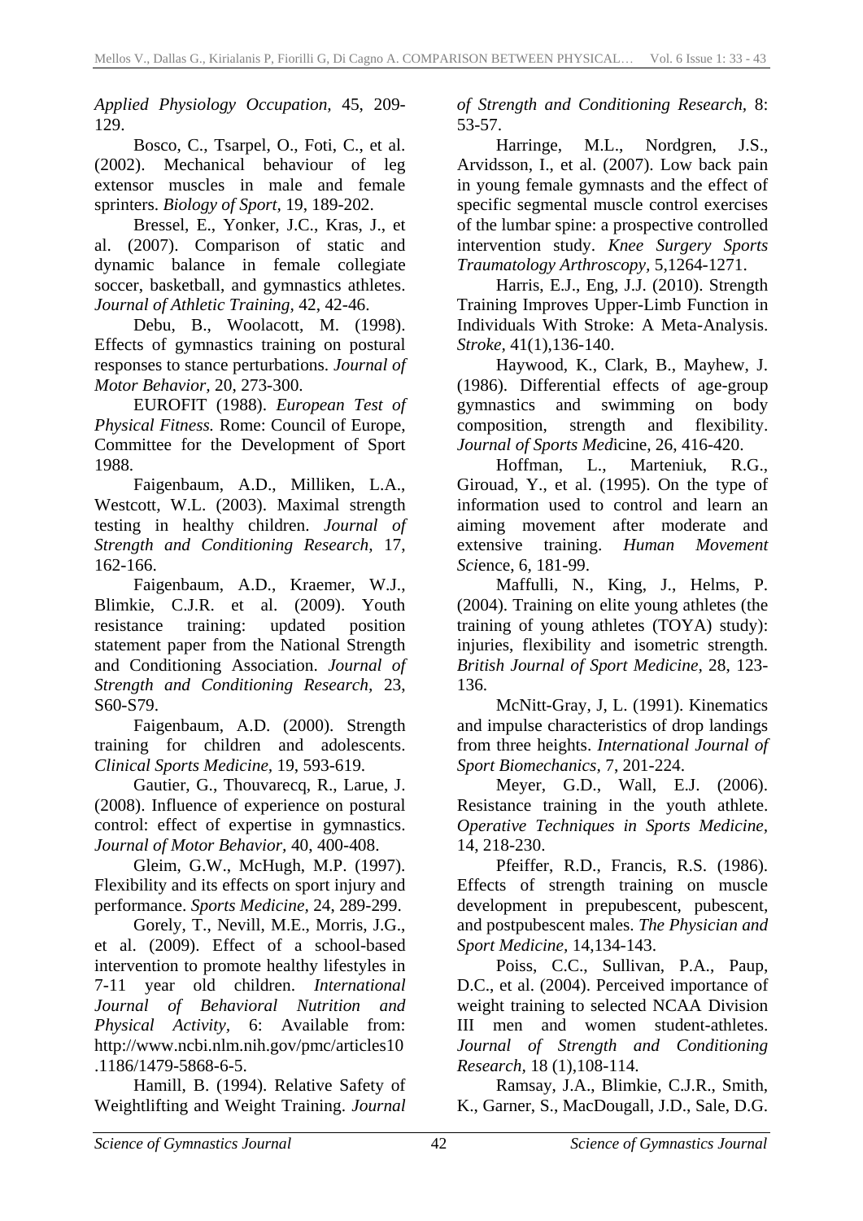*Applied Physiology Occupation,* 45, 209-129.

Bosco, C., Tsarpel, O., Foti, C., et al. (2002). Mechanical behaviour of leg extensor muscles in male and female sprinters. *Biology of Sport,* 19, 189-202.

Bressel, E., Yonker, J.C., Kras, J., et al. (2007). Comparison of static and dynamic balance in female collegiate soccer, basketball, and gymnastics athletes. *Journal of Athletic Training,* 42, 42-46.

Debu, B., Woolacott, M. (1998). Effects of gymnastics training on postural responses to stance perturbations. *Journal of Motor Behavior,* 20, 273-300.

EUROFIT (1988). *European Test of Physical Fitness.* Rome: Council of Europe, Committee for the Development of Sport 1988.

Faigenbaum, A.D., Milliken, L.A., Westcott, W.L. (2003). Maximal strength testing in healthy children. *Journal of Strength and Conditioning Research,* 17, 162-166.

Faigenbaum, A.D., Kraemer, W.J., Blimkie, C.J.R. et al. (2009). Youth resistance training: updated position statement paper from the National Strength and Conditioning Association. *Journal of Strength and Conditioning Research,* 23, S60-S79.

Faigenbaum, A.D. (2000). Strength training for children and adolescents. *Clinical Sports Medicine,* 19, 593-619.

Gautier, G., Thouvarecq, R., Larue, J. (2008). Influence of experience on postural control: effect of expertise in gymnastics. *Journal of Motor Behavior,* 40, 400-408.

Gleim, G.W., McHugh, M.P. (1997). Flexibility and its effects on sport injury and performance. *Sports Medicine,* 24, 289-299.

Gorely, T., Nevill, M.E., Morris, J.G., et al. (2009). Effect of a school-based intervention to promote healthy lifestyles in 7-11 year old children. *International Journal of Behavioral Nutrition and Physical Activity,* 6: Available from: http://www.ncbi.nlm.nih.gov/pmc/articles10.1186/1479-5868-6-5.

Hamill, B. (1994). Relative Safety of Weightlifting and Weight Training. *Journal of Strength and Conditioning Research,* 8: 53-57.

Harringe, M.L., Nordgren, J.S., Arvidsson, I., et al. (2007). Low back pain in young female gymnasts and the effect of specific segmental muscle control exercises of the lumbar spine: a prospective controlled intervention study. *Knee Surgery Sports Traumatology Arthroscopy,* 5,1264-1271.

Harris, E.J., Eng, J.J. (2010). Strength Training Improves Upper-Limb Function in Individuals With Stroke: A Meta-Analysis. *Stroke,* 41(1),136-140.

Haywood, K., Clark, B., Mayhew, J. (1986). Differential effects of age-group gymnastics and swimming on body composition, strength and flexibility. *Journal of Sports Med*icine, 26, 416-420.

Hoffman, L., Marteniuk, R.G., Girouad, Y., et al. (1995). On the type of information used to control and learn an aiming movement after moderate and extensive training. *Human Movement Sci*ence, 6, 181-99.

Maffulli, N., King, J., Helms, P. (2004). Training on elite young athletes (the training of young athletes (TOYA) study): injuries, flexibility and isometric strength. *British Journal of Sport Medicine,* 28, 123-136.

McNitt-Gray, J, L. (1991). Kinematics and impulse characteristics of drop landings from three heights. *International Journal of Sport Biomechanics,* 7, 201-224.

Meyer, G.D., Wall, E.J. (2006). Resistance training in the youth athlete. *Operative Techniques in Sports Medicine,* 14, 218-230.

Pfeiffer, R.D., Francis, R.S. (1986). Effects of strength training on muscle development in prepubescent, pubescent, and postpubescent males. *The Physician and Sport Medicine,* 14,134-143.

Poiss, C.C., Sullivan, P.A., Paup, D.C., et al. (2004). Perceived importance of weight training to selected NCAA Division III men and women student-athletes. *Journal of Strength and Conditioning Research,* 18 (1),108-114.

Ramsay, J.A., Blimkie, C.J.R., Smith, K., Garner, S., MacDougall, J.D., Sale, D.G.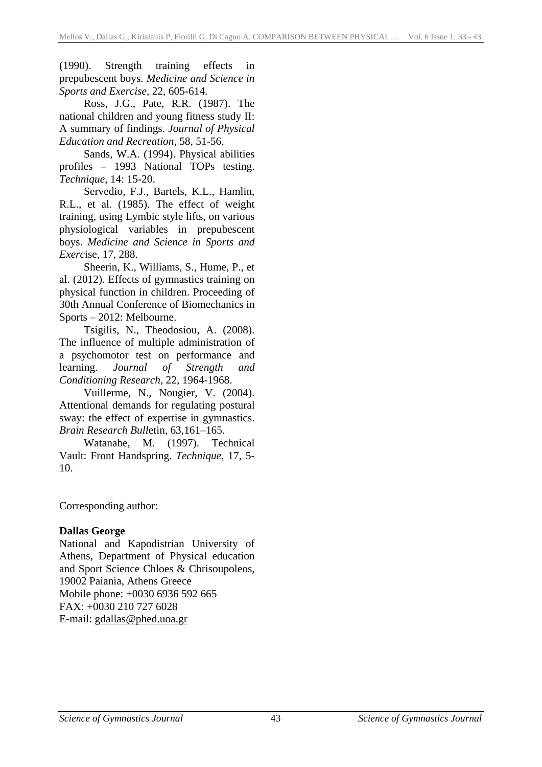(1990). Strength training effects in prepubescent boys. *Medicine and Science in Sports and Exercise,* 22, 605-614.

Ross, J.G., Pate, R.R. (1987). The national children and young fitness study II: A summary of findings. *Journal of Physical Education and Recreation,* 58, 51-56.

Sands, W.A. (1994). Physical abilities profiles – 1993 National TOPs testing. *Technique*, 14: 15-20.

Servedio, F.J., Bartels, K.L., Hamlin, R.L., et al. (1985). The effect of weight training, using Lymbic style lifts, on various physiological variables in prepubescent boys. *Medicine and Science in Sports and Exerc*ise, 17, 288.

Sheerin, K., Williams, S., Hume, P., et al. (2012). Effects of gymnastics training on physical function in children. Proceeding of 30th Annual Conference of Biomechanics in Sports – 2012: Melbourne.

Tsigilis, N., Theodosiou, A. (2008). The influence of multiple administration of a psychomotor test on performance and learning. *Journal of Strength and Conditioning Research,* 22, 1964-1968.

Vuillerme, N., Nougier, V. (2004). Attentional demands for regulating postural sway: the effect of expertise in gymnastics. *Brain Research Bull*etin, 63,161–165.

Watanabe, M. (1997). Technical Vault: Front Handspring. *Technique,* 17, 5-10.

Corresponding author:

**Dallas George**
National and Kapodistrian University of Athens, Department of Physical education and Sport Science Chloes & Chrisoupoleos, 19002 Paiania, Athens Greece
Mobile phone: +0030 6936 592 665
FAX: +0030 210 727 6028
E-mail: gdallas@phed.uoa.gr